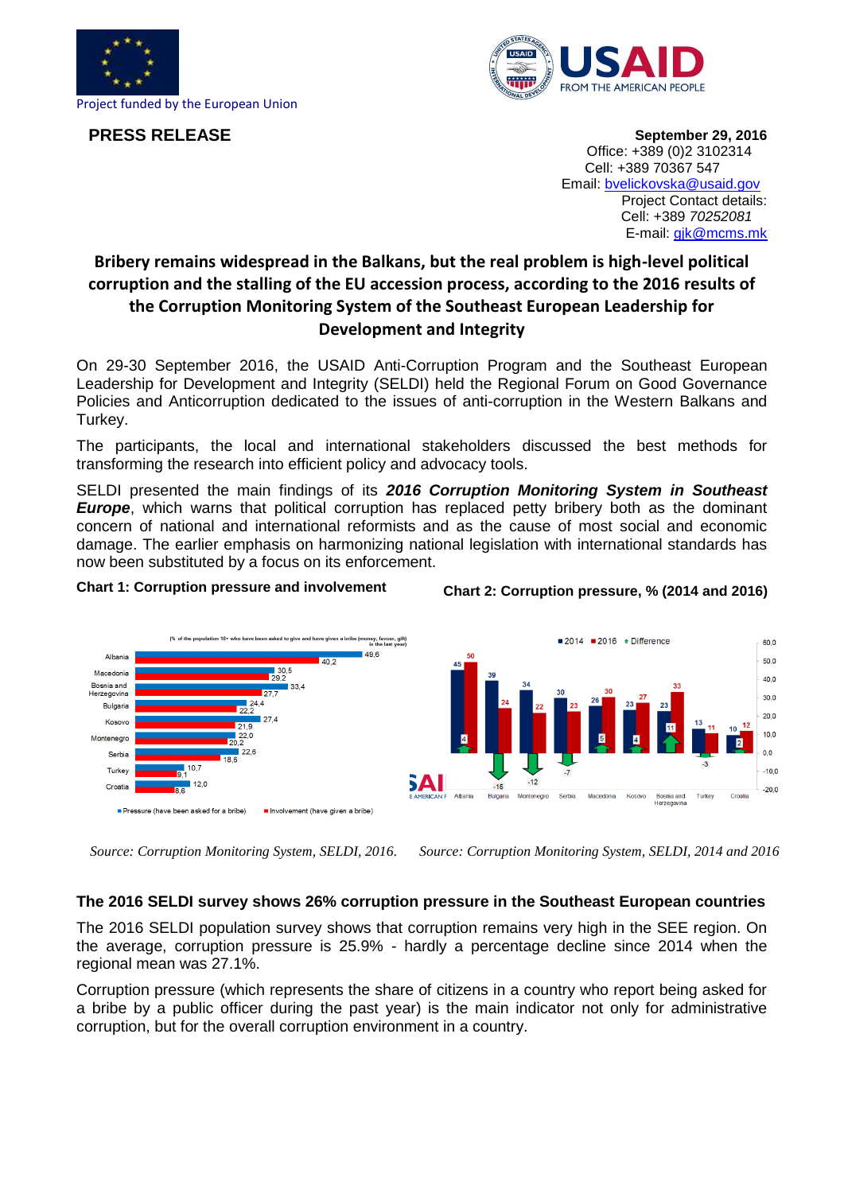Project funded by the European Union

**PRESS RELEASE**

**September 29, 2016**
Office: +389 (0)2 3102314
Cell: +389 70367 547
Email: bvelickovska@usaid.gov
Project Contact details:
Cell: +389 *70252081*
E-mail: gjk@mcms.mk

## Bribery remains widespread in the Balkans, but the real problem is high-level political corruption and the stalling of the EU accession process, according to the 2016 results of the Corruption Monitoring System of the Southeast European Leadership for Development and Integrity

On 29-30 September 2016, the USAID Anti-Corruption Program and the Southeast European Leadership for Development and Integrity (SELDI) held the Regional Forum on Good Governance Policies and Anticorruption dedicated to the issues of anti-corruption in the Western Balkans and Turkey.

The participants, the local and international stakeholders discussed the best methods for transforming the research into efficient policy and advocacy tools.

SELDI presented the main findings of its ***2016 Corruption Monitoring System in Southeast Europe***, which warns that political corruption has replaced petty bribery both as the dominant concern of national and international reformists and as the cause of most social and economic damage. The earlier emphasis on harmonizing national legislation with international standards has now been substituted by a focus on its enforcement.

**Chart 1: Corruption pressure and involvement**

(% of the population 18+ who have been asked to give and have given a bribe (money, favour, gift) in the last year)

| Country | Pressure (have been asked for a bribe) | Involvement (have given a bribe) |
|---|---|---|
| Albania | 49,6 | 40,2 |
| Macedonia | 30,5 | 29,2 |
| Bosnia and Herzegovina | 33,4 | 27,7 |
| Bulgaria | 24,4 | 22,2 |
| Kosovo | 27,4 | 21,9 |
| Montenegro | 22,0 | 20,2 |
| Serbia | 22,6 | 18,6 |
| Turkey | 10,7 | 9,1 |
| Croatia | 12,0 | 8,6 |

*Source: Corruption Monitoring System, SELDI, 2016.*

**Chart 2: Corruption pressure, % (2014 and 2016)**

| Country | 2014 | 2016 | Difference |
|---|---|---|---|
| Albania | 45 | 50 | 4 |
| Bulgaria | 39 | 24 | -15 |
| Montenegro | 34 | 22 | -12 |
| Serbia | 30 | 23 | -7 |
| Macedonia | 26 | 30 | 5 |
| Kosovo | 23 | 27 | 4 |
| Bosnia and Herzegovina | 23 | 33 | 11 |
| Turkey | 13 | 11 | -3 |
| Croatia | 10 | 12 | 2 |

*Source: Corruption Monitoring System, SELDI, 2014 and 2016*

### The 2016 SELDI survey shows 26% corruption pressure in the Southeast European countries

The 2016 SELDI population survey shows that corruption remains very high in the SEE region. On the average, corruption pressure is 25.9% - hardly a percentage decline since 2014 when the regional mean was 27.1%.

Corruption pressure (which represents the share of citizens in a country who report being asked for a bribe by a public officer during the past year) is the main indicator not only for administrative corruption, but for the overall corruption environment in a country.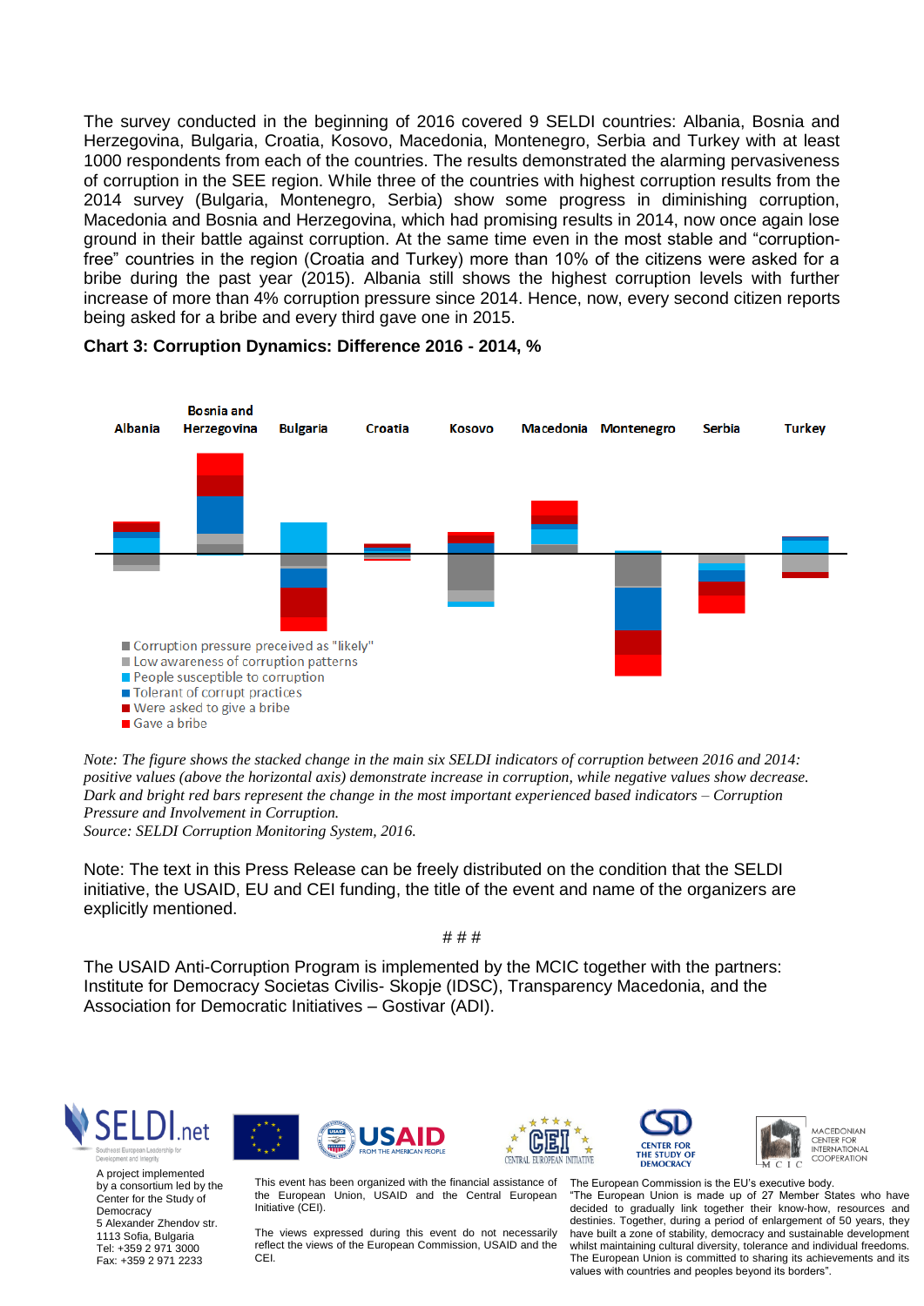The survey conducted in the beginning of 2016 covered 9 SELDI countries: Albania, Bosnia and Herzegovina, Bulgaria, Croatia, Kosovo, Macedonia, Montenegro, Serbia and Turkey with at least 1000 respondents from each of the countries. The results demonstrated the alarming pervasiveness of corruption in the SEE region. While three of the countries with highest corruption results from the 2014 survey (Bulgaria, Montenegro, Serbia) show some progress in diminishing corruption, Macedonia and Bosnia and Herzegovina, which had promising results in 2014, now once again lose ground in their battle against corruption. At the same time even in the most stable and "corruption-free" countries in the region (Croatia and Turkey) more than 10% of the citizens were asked for a bribe during the past year (2015). Albania still shows the highest corruption levels with further increase of more than 4% corruption pressure since 2014. Hence, now, every second citizen reports being asked for a bribe and every third gave one in 2015.

**Chart 3: Corruption Dynamics: Difference 2016 - 2014, %**

Albania
Bosnia and Herzegovina
Bulgaria
Croatia
Kosovo
Macedonia
Montenegro
Serbia
Turkey

Corruption pressure preceived as "likely"
Low awareness of corruption patterns
People susceptible to corruption
Tolerant of corrupt practices
Were asked to give a bribe
Gave a bribe

*Note: The figure shows the stacked change in the main six SELDI indicators of corruption between 2016 and 2014: positive values (above the horizontal axis) demonstrate increase in corruption, while negative values show decrease. Dark and bright red bars represent the change in the most important experienced based indicators – Corruption Pressure and Involvement in Corruption.*
*Source: SELDI Corruption Monitoring System, 2016.*

Note: The text in this Press Release can be freely distributed on the condition that the SELDI initiative, the USAID, EU and CEI funding, the title of the event and name of the organizers are explicitly mentioned.

# # #

The USAID Anti-Corruption Program is implemented by the MCIC together with the partners: Institute for Democracy Societas Civilis- Skopje (IDSC), Transparency Macedonia, and the Association for Democratic Initiatives – Gostivar (ADI).

SELDI.net
Southeast European Leadership for Development and Integrity

USAID FROM THE AMERICAN PEOPLE

CEI CENTRAL EUROPEAN INITIATIVE

CSD CENTER FOR THE STUDY OF DEMOCRACY

MCIC MACEDONIAN CENTER FOR INTERNATIONAL COOPERATION

A project implemented by a consortium led by the Center for the Study of Democracy
5 Alexander Zhendov str.
1113 Sofia, Bulgaria
Tel: +359 2 971 3000
Fax: +359 2 971 2233

This event has been organized with the financial assistance of the European Union, USAID and the Central European Initiative (CEI).

The views expressed during this event do not necessarily reflect the views of the European Commission, USAID and the CEI.

The European Commission is the EU's executive body.
"The European Union is made up of 27 Member States who have decided to gradually link together their know-how, resources and destinies. Together, during a period of enlargement of 50 years, they have built a zone of stability, democracy and sustainable development whilst maintaining cultural diversity, tolerance and individual freedoms. The European Union is committed to sharing its achievements and its values with countries and peoples beyond its borders".